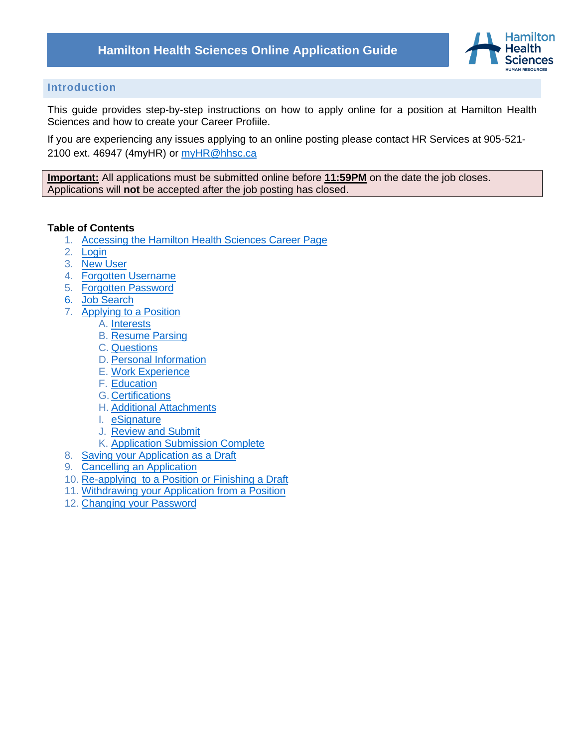# Hamilton Health Sciences Online Application Guide

## Introduction

This guide provides step-by-step instructions on how to apply online for a position at Hamilton Health Sciences and how to create your Career Profiile.

If you are experiencing any issues applying to an online posting please contact HR Services at 905-521-2100 ext. 46947 (4myHR) or myHR@hhsc.ca

**Important:** All applications must be submitted online before **11:59PM** on the date the job closes. Applications will **not** be accepted after the job posting has closed.

**Table of Contents**

1. Accessing the Hamilton Health Sciences Career Page
2. Login
3. New User
4. Forgotten Username
5. Forgotten Password
6. Job Search
7. Applying to a Position
   - A. Interests
   - B. Resume Parsing
   - C. Questions
   - D. Personal Information
   - E. Work Experience
   - F. Education
   - G. Certifications
   - H. Additional Attachments
   - I. eSignature
   - J. Review and Submit
   - K. Application Submission Complete
8. Saving your Application as a Draft
9. Cancelling an Application
10. Re-applying to a Position or Finishing a Draft
11. Withdrawing your Application from a Position
12. Changing your Password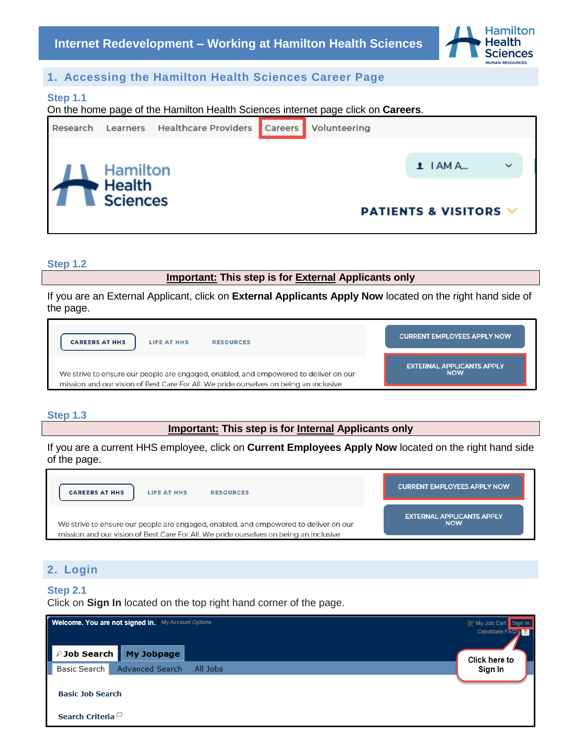## 1. Accessing the Hamilton Health Sciences Career Page

### Step 1.1

On the home page of the Hamilton Health Sciences internet page click on **Careers**.

### Step 1.2

**Important: This step is for External Applicants only**

If you are an External Applicant, click on **External Applicants Apply Now** located on the right hand side of the page.

### Step 1.3

**Important: This step is for Internal Applicants only**

If you are a current HHS employee, click on **Current Employees Apply Now** located on the right hand side of the page.

## 2. Login

### Step 2.1

Click on **Sign In** located on the top right hand corner of the page.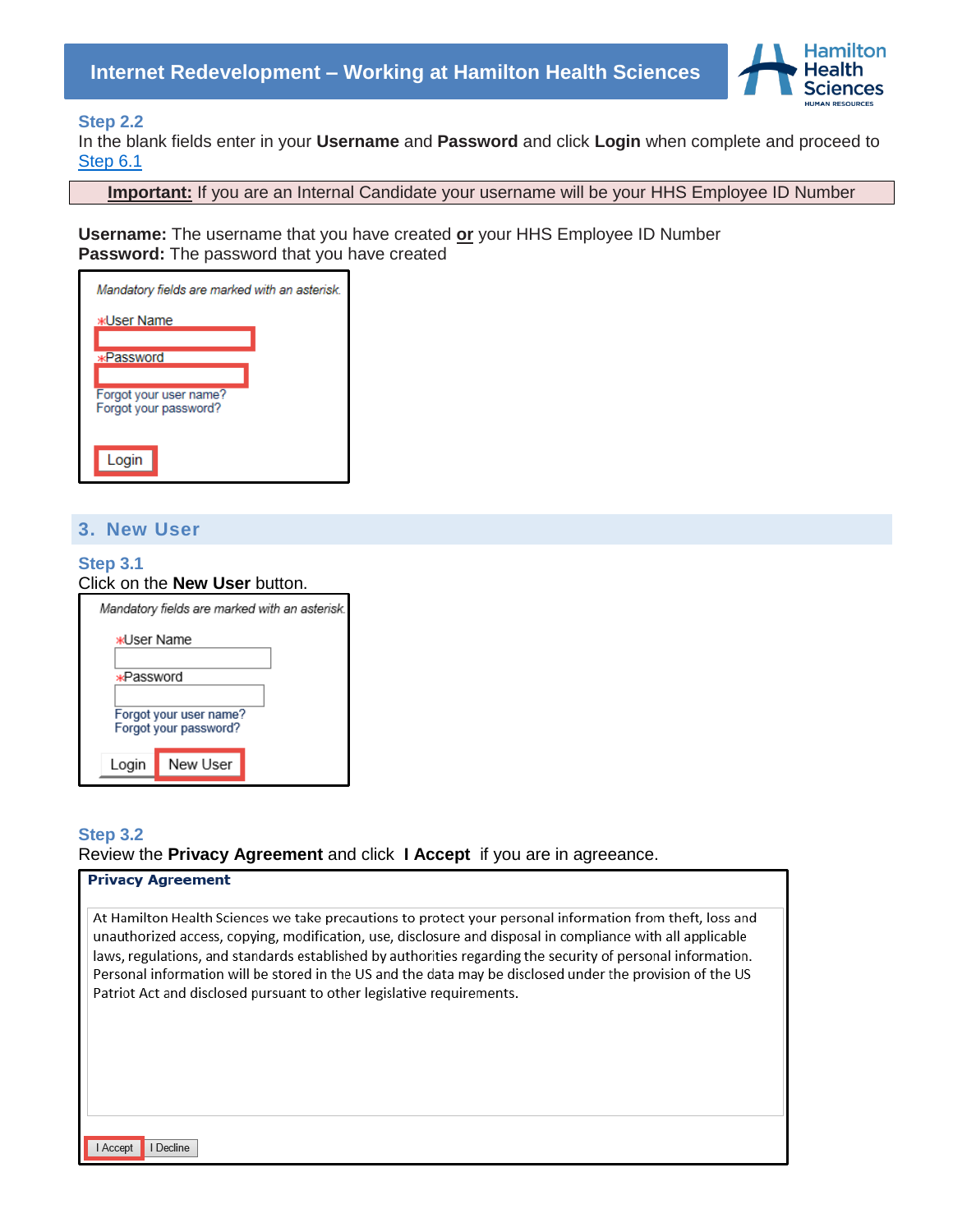### Step 2.2

In the blank fields enter in your **Username** and **Password** and click **Login** when complete and proceed to Step 6.1

**Important:** If you are an Internal Candidate your username will be your HHS Employee ID Number

**Username:** The username that you have created **or** your HHS Employee ID Number
**Password:** The password that you have created

*Mandatory fields are marked with an asterisk.*

*User Name

*Password

Forgot your user name?
Forgot your password?

Login

## 3. New User

### Step 3.1

Click on the **New User** button.

*Mandatory fields are marked with an asterisk.*

*User Name

*Password

Forgot your user name?
Forgot your password?

Login | New User

### Step 3.2

Review the **Privacy Agreement** and click **I Accept** if you are in agreeance.

**Privacy Agreement**

At Hamilton Health Sciences we take precautions to protect your personal information from theft, loss and unauthorized access, copying, modification, use, disclosure and disposal in compliance with all applicable laws, regulations, and standards established by authorities regarding the security of personal information. Personal information will be stored in the US and the data may be disclosed under the provision of the US Patriot Act and disclosed pursuant to other legislative requirements.

I Accept | I Decline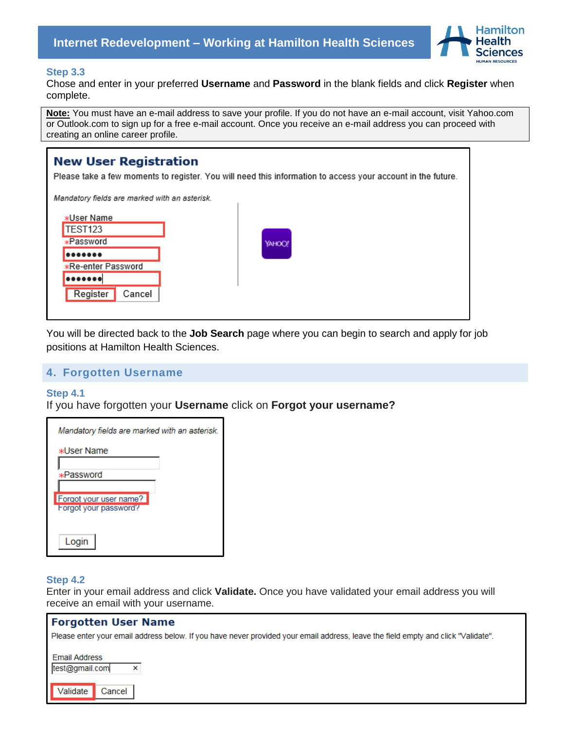### Step 3.3

Chose and enter in your preferred **Username** and **Password** in the blank fields and click **Register** when complete.

> **Note:** You must have an e-mail address to save your profile. If you do not have an e-mail account, visit Yahoo.com or Outlook.com to sign up for a free e-mail account. Once you receive an e-mail address you can proceed with creating an online career profile.

**New User Registration**

Please take a few moments to register. You will need this information to access your account in the future.

*Mandatory fields are marked with an asterisk.*

*User Name
TEST123
*Password
•••••••
*Re-enter Password
•••••••
Register | Cancel

YAHOO!

You will be directed back to the **Job Search** page where you can begin to search and apply for job positions at Hamilton Health Sciences.

## 4. Forgotten Username

### Step 4.1

If you have forgotten your **Username** click on **Forgot your username?**

*Mandatory fields are marked with an asterisk.*

*User Name
*Password
Forgot your user name?
Forgot your password?
Login

### Step 4.2

Enter in your email address and click **Validate.** Once you have validated your email address you will receive an email with your username.

**Forgotten User Name**

Please enter your email address below. If you have never provided your email address, leave the field empty and click "Validate".

Email Address
test@gmail.com
Validate | Cancel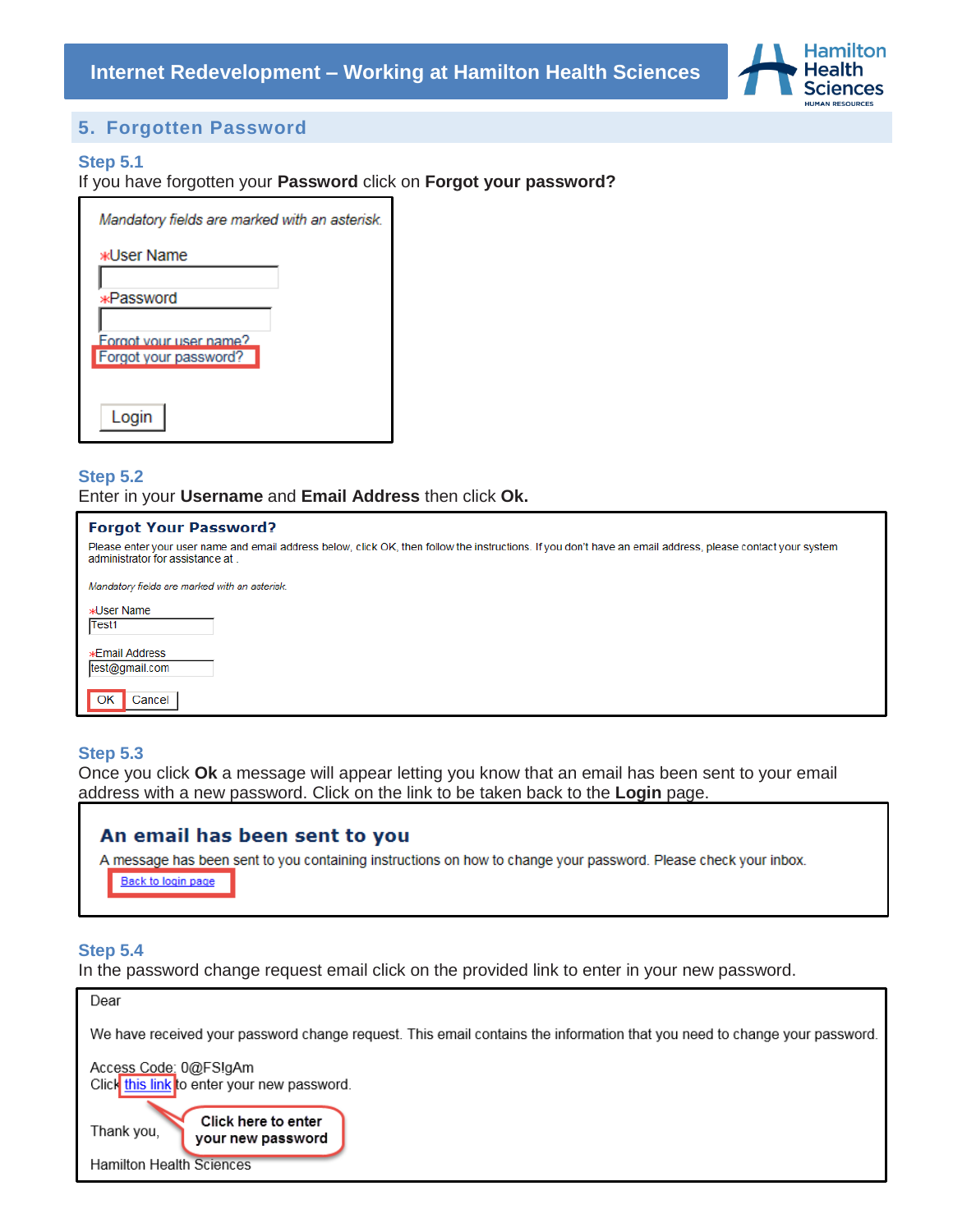## 5. Forgotten Password

### Step 5.1

If you have forgotten your **Password** click on **Forgot your password?**

*Mandatory fields are marked with an asterisk.*

*User Name

*Password

Forgot your user name?
Forgot your password?

Login

### Step 5.2

Enter in your **Username** and **Email Address** then click **Ok.**

**Forgot Your Password?**

Please enter your user name and email address below, click OK, then follow the instructions. If you don't have an email address, please contact your system administrator for assistance at .

*Mandatory fields are marked with an asterisk.*

*User Name
Test1

*Email Address
test@gmail.com

OK Cancel

### Step 5.3

Once you click **Ok** a message will appear letting you know that an email has been sent to your email address with a new password. Click on the link to be taken back to the **Login** page.

**An email has been sent to you**

A message has been sent to you containing instructions on how to change your password. Please check your inbox.

Back to login page

### Step 5.4

In the password change request email click on the provided link to enter in your new password.

Dear

We have received your password change request. This email contains the information that you need to change your password.

Access Code: 0@FSIgAm
Click this link to enter your new password.

Click here to enter your new password

Thank you,

Hamilton Health Sciences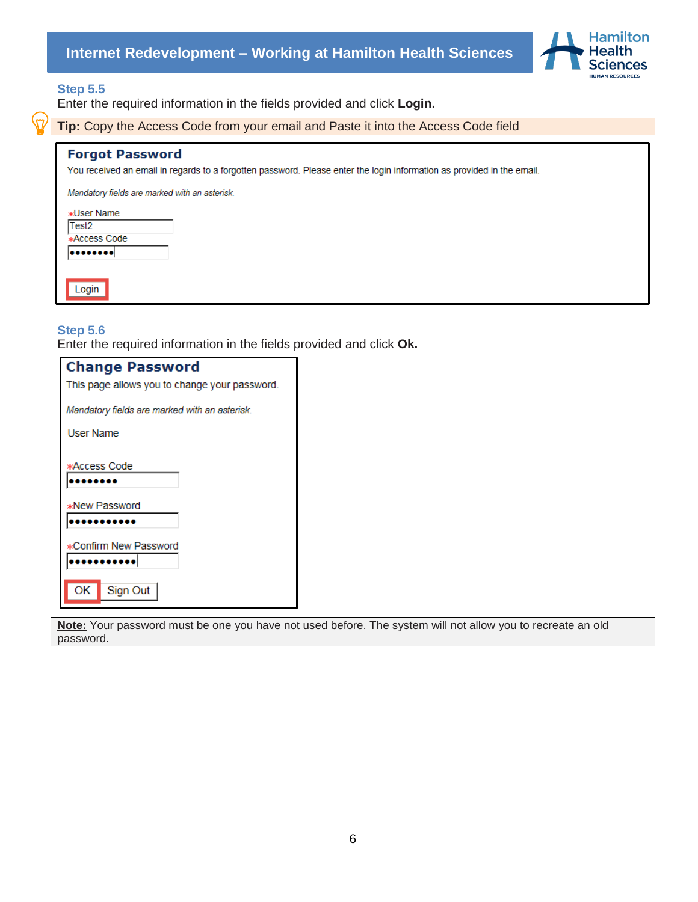### Step 5.5

Enter the required information in the fields provided and click **Login.**

**Tip:** Copy the Access Code from your email and Paste it into the Access Code field

**Forgot Password**

You received an email in regards to a forgotten password. Please enter the login information as provided in the email.

*Mandatory fields are marked with an asterisk.*

*User Name
Test2

*Access Code
••••••••

Login

### Step 5.6

Enter the required information in the fields provided and click **Ok.**

**Change Password**

This page allows you to change your password.

*Mandatory fields are marked with an asterisk.*

User Name

*Access Code
••••••••

*New Password
•••••••••••

*Confirm New Password
•••••••••••

OK Sign Out

**Note:** Your password must be one you have not used before. The system will not allow you to recreate an old password.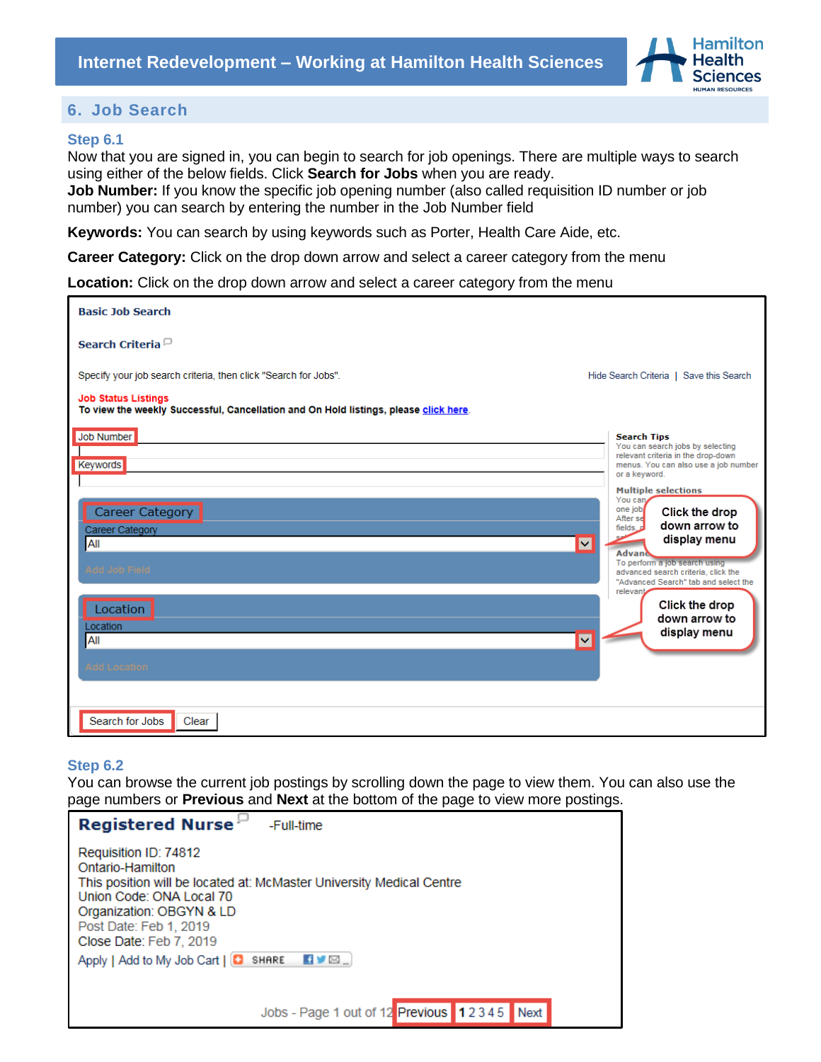## 6. Job Search

### Step 6.1

Now that you are signed in, you can begin to search for job openings. There are multiple ways to search using either of the below fields. Click **Search for Jobs** when you are ready.

**Job Number:** If you know the specific job opening number (also called requisition ID number or job number) you can search by entering the number in the Job Number field

**Keywords:** You can search by using keywords such as Porter, Health Care Aide, etc.

**Career Category:** Click on the drop down arrow and select a career category from the menu

**Location:** Click on the drop down arrow and select a career category from the menu

Basic Job Search

Search Criteria

Specify your job search criteria, then click "Search for Jobs". Hide Search Criteria | Save this Search

Job Status Listings

To view the weekly Successful, Cancellation and On Hold listings, please click here.

Job Number

Keywords

Career Category

Career Category

All

Add Job Field

Location

Location

All

Add Location

Search Tips

You can search jobs by selecting relevant criteria in the drop-down menus. You can also use a job number or a keyword.

Multiple selections

Click the drop down arrow to display menu

To perform a job search using advanced search criteria, click the "Advanced Search" tab and select the relevant

Click the drop down arrow to display menu

Search for Jobs | Clear

### Step 6.2

You can browse the current job postings by scrolling down the page to view them. You can also use the page numbers or **Previous** and **Next** at the bottom of the page to view more postings.

**Registered Nurse** -Full-time

Requisition ID: 74812
Ontario-Hamilton
This position will be located at: McMaster University Medical Centre
Union Code: ONA Local 70
Organization: OBGYN & LD
Post Date: Feb 1, 2019
Close Date: Feb 7, 2019
Apply | Add to My Job Cart | SHARE

Jobs - Page 1 out of 12 Previous 1 2 3 4 5 Next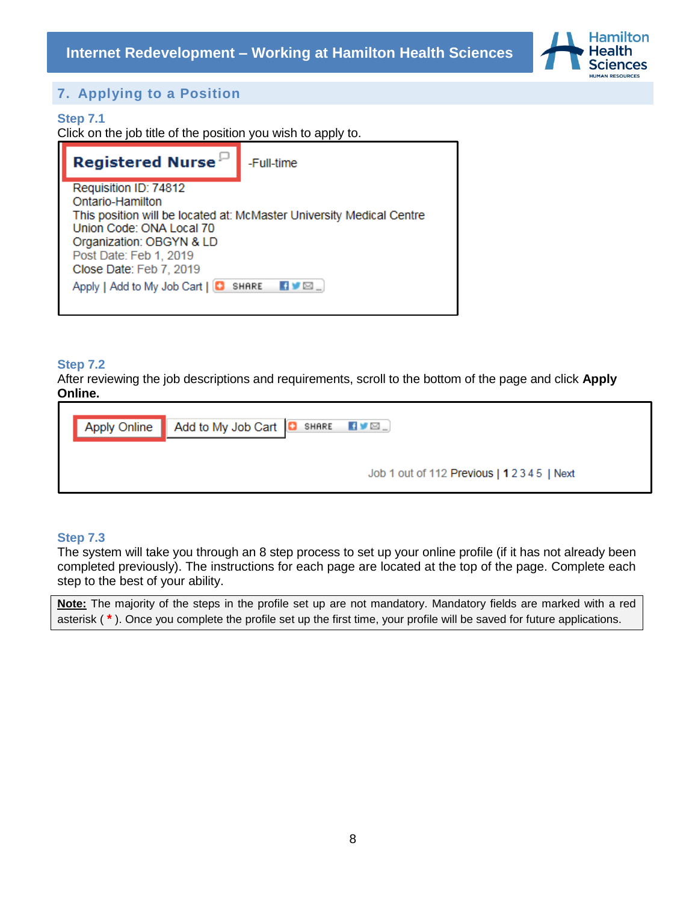## 7. Applying to a Position

### Step 7.1

Click on the job title of the position you wish to apply to.

**Registered Nurse** -Full-time

Requisition ID: 74812
Ontario-Hamilton
This position will be located at: McMaster University Medical Centre
Union Code: ONA Local 70
Organization: OBGYN & LD
Post Date: Feb 1, 2019
Close Date: Feb 7, 2019
Apply | Add to My Job Cart | SHARE

### Step 7.2

After reviewing the job descriptions and requirements, scroll to the bottom of the page and click **Apply Online.**

Apply Online | Add to My Job Cart | SHARE

Job 1 out of 112 Previous | 1 2 3 4 5 | Next

### Step 7.3

The system will take you through an 8 step process to set up your online profile (if it has not already been completed previously). The instructions for each page are located at the top of the page. Complete each step to the best of your ability.

**Note:** The majority of the steps in the profile set up are not mandatory. Mandatory fields are marked with a red asterisk ( * ). Once you complete the profile set up the first time, your profile will be saved for future applications.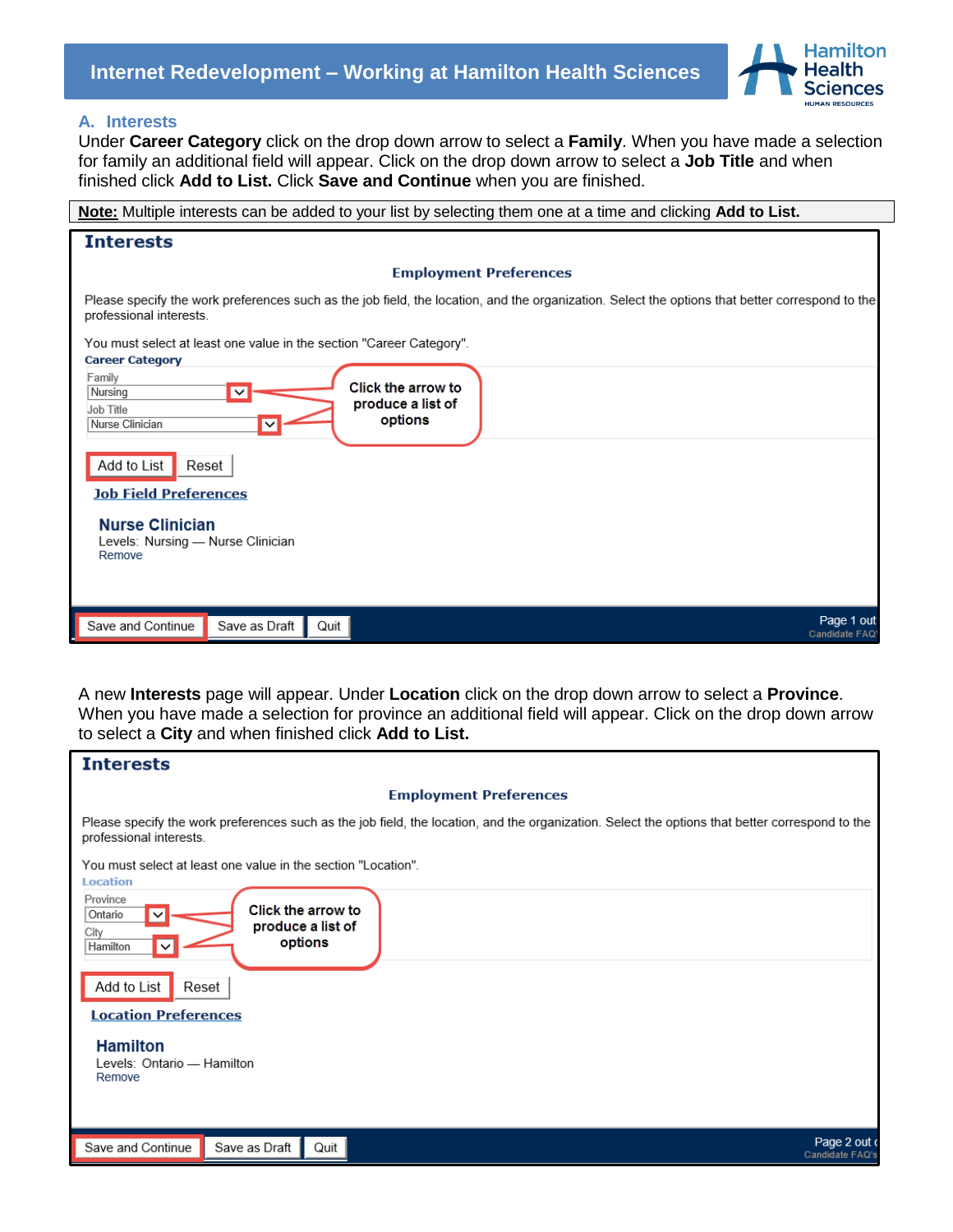## A. Interests

Under **Career Category** click on the drop down arrow to select a **Family**. When you have made a selection for family an additional field will appear. Click on the drop down arrow to select a **Job Title** and when finished click **Add to List.** Click **Save and Continue** when you are finished.

**Note:** Multiple interests can be added to your list by selecting them one at a time and clicking **Add to List.**

**Interests**

**Employment Preferences**

Please specify the work preferences such as the job field, the location, and the organization. Select the options that better correspond to the professional interests.

You must select at least one value in the section "Career Category".

**Career Category**

Family: Nursing

Job Title: Nurse Clinician

Click the arrow to produce a list of options

Add to List | Reset

**Job Field Preferences**

**Nurse Clinician**
Levels: Nursing — Nurse Clinician
Remove

Save and Continue | Save as Draft | Quit

A new **Interests** page will appear. Under **Location** click on the drop down arrow to select a **Province**. When you have made a selection for province an additional field will appear. Click on the drop down arrow to select a **City** and when finished click **Add to List.**

**Interests**

**Employment Preferences**

Please specify the work preferences such as the job field, the location, and the organization. Select the options that better correspond to the professional interests.

You must select at least one value in the section "Location".

**Location**

Province: Ontario

City: Hamilton

Click the arrow to produce a list of options

Add to List | Reset

**Location Preferences**

**Hamilton**
Levels: Ontario — Hamilton
Remove

Save and Continue | Save as Draft | Quit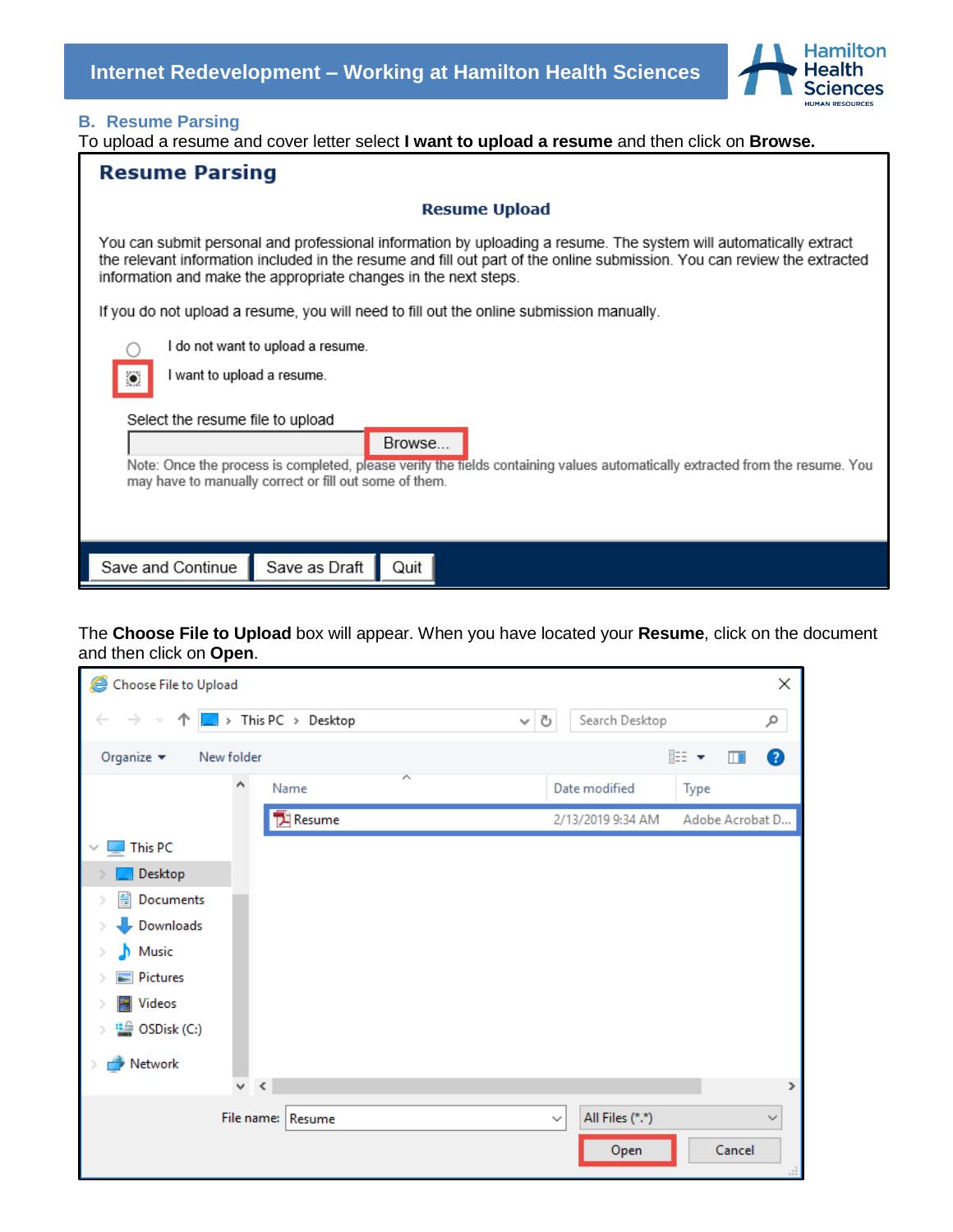## B. Resume Parsing

To upload a resume and cover letter select **I want to upload a resume** and then click on **Browse.**

**Resume Parsing**

**Resume Upload**

You can submit personal and professional information by uploading a resume. The system will automatically extract the relevant information included in the resume and fill out part of the online submission. You can review the extracted information and make the appropriate changes in the next steps.

If you do not upload a resume, you will need to fill out the online submission manually.

- I do not want to upload a resume.
- I want to upload a resume.

Select the resume file to upload

Browse...

Note: Once the process is completed, please verify the fields containing values automatically extracted from the resume. You may have to manually correct or fill out some of them.

Save and Continue | Save as Draft | Quit

The **Choose File to Upload** box will appear. When you have located your **Resume**, click on the document and then click on **Open**.

Choose File to Upload

This PC > Desktop | Search Desktop

Organize | New folder

| Name | Date modified | Type |
| --- | --- | --- |
| Resume | 2/13/2019 9:34 AM | Adobe Acrobat D... |

This PC, Desktop, Documents, Downloads, Music, Pictures, Videos, OSDisk (C:), Network

File name: Resume | All Files (*.*)

Open | Cancel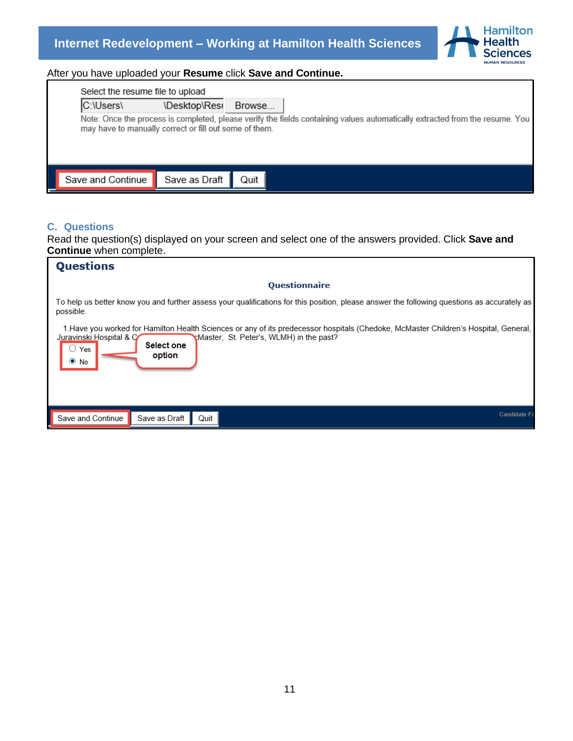After you have uploaded your **Resume** click **Save and Continue.**

Select the resume file to upload

C:\Users\ \Desktop\Resu Browse...

Note: Once the process is completed, please verify the fields containing values automatically extracted from the resume. You may have to manually correct or fill out some of them.

Save and Continue | Save as Draft | Quit

## C. Questions

Read the question(s) displayed on your screen and select one of the answers provided. Click **Save and Continue** when complete.

**Questions**

**Questionnaire**

To help us better know you and further assess your qualifications for this position, please answer the following questions as accurately as possible.

1.Have you worked for Hamilton Health Sciences or any of its predecessor hospitals (Chedoke, McMaster Children's Hospital, General, Juravinski Hospital & C... McMaster, St. Peter's, WLMH) in the past?

- Yes
- No

Select one option

Save and Continue | Save as Draft | Quit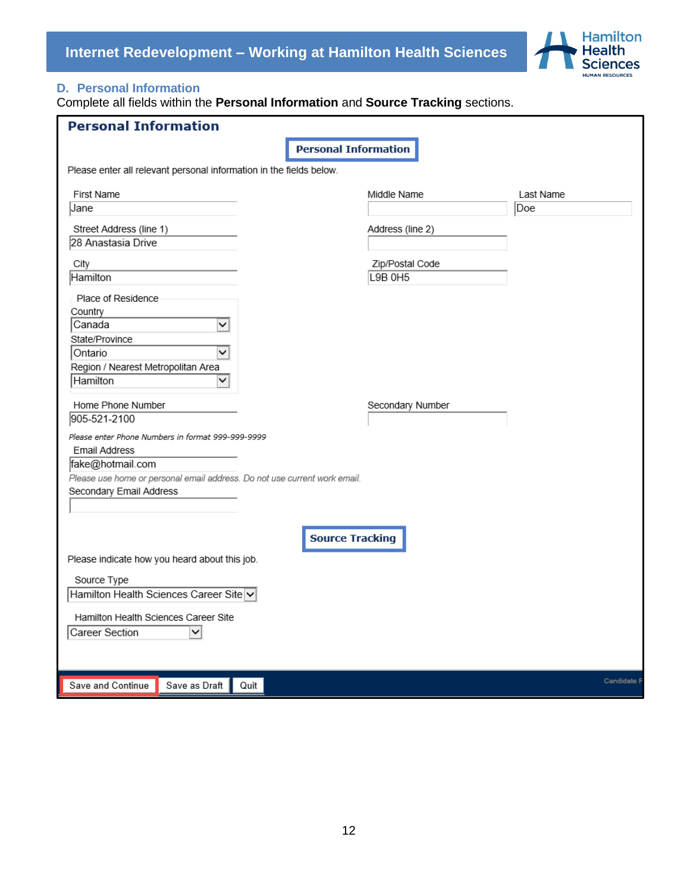## D. Personal Information

Complete all fields within the **Personal Information** and **Source Tracking** sections.

**Personal Information**

**Personal Information**

Please enter all relevant personal information in the fields below.

First Name: Jane
Middle Name:
Last Name: Doe

Street Address (line 1): 28 Anastasia Drive
Address (line 2):

City: Hamilton
Zip/Postal Code: L9B 0H5

Place of Residence
Country: Canada
State/Province: Ontario
Region / Nearest Metropolitan Area: Hamilton

Home Phone Number: 905-521-2100
Secondary Number:

*Please enter Phone Numbers in format 999-999-9999*

Email Address: fake@hotmail.com

*Please use home or personal email address. Do not use current work email.*

Secondary Email Address:

**Source Tracking**

Please indicate how you heard about this job.

Source Type: Hamilton Health Sciences Career Site

Hamilton Health Sciences Career Site: Career Section

Save and Continue | Save as Draft | Quit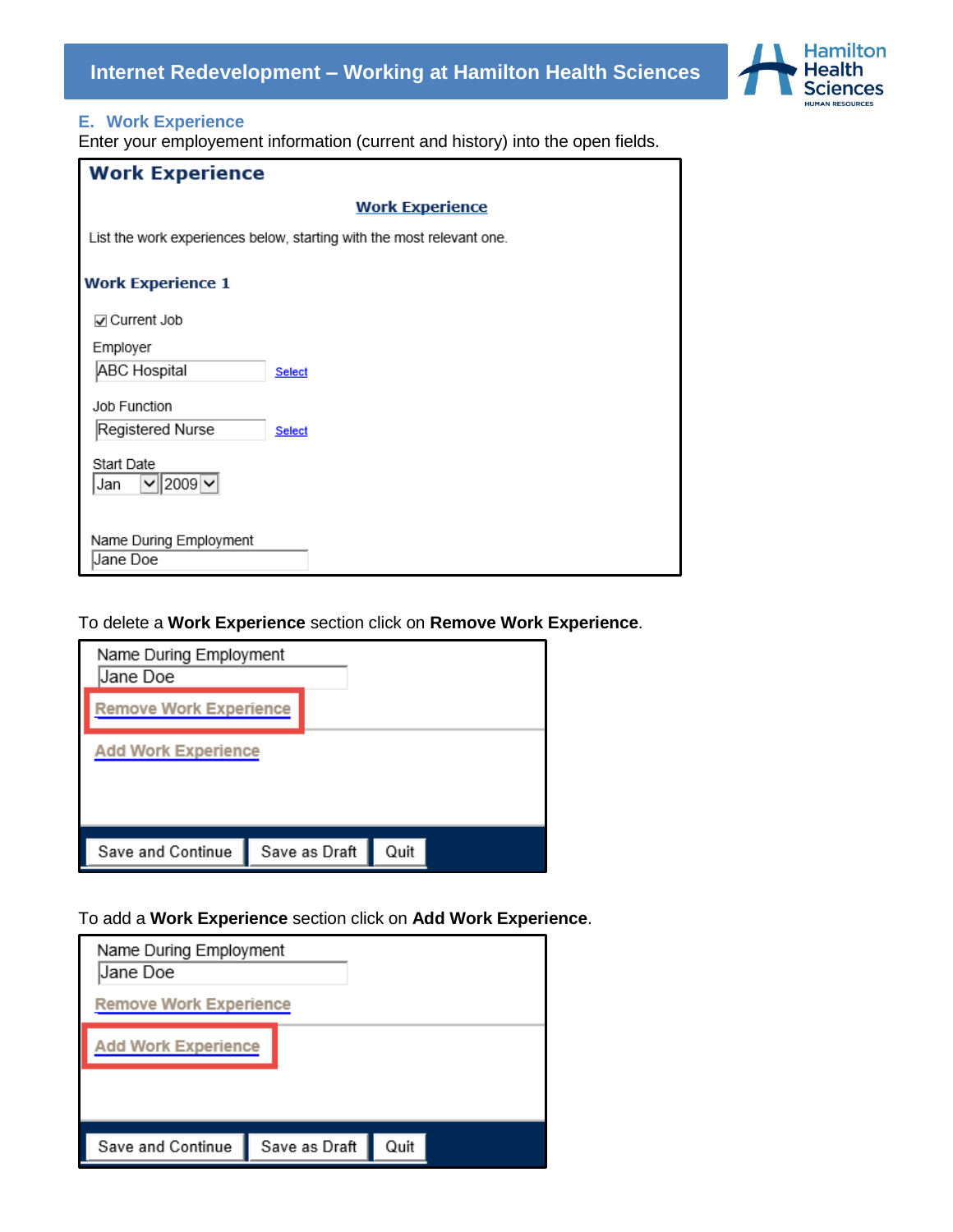## E. Work Experience

Enter your employement information (current and history) into the open fields.

**Work Experience**

Work Experience

List the work experiences below, starting with the most relevant one.

**Work Experience 1**

☑ Current Job

Employer

ABC Hospital  Select

Job Function

Registered Nurse  Select

Start Date

Jan  2009

Name During Employment

Jane Doe

To delete a **Work Experience** section click on **Remove Work Experience**.

Name During Employment

Jane Doe

Remove Work Experience

Add Work Experience

Save and Continue | Save as Draft | Quit

To add a **Work Experience** section click on **Add Work Experience**.

Name During Employment

Jane Doe

Remove Work Experience

Add Work Experience

Save and Continue | Save as Draft | Quit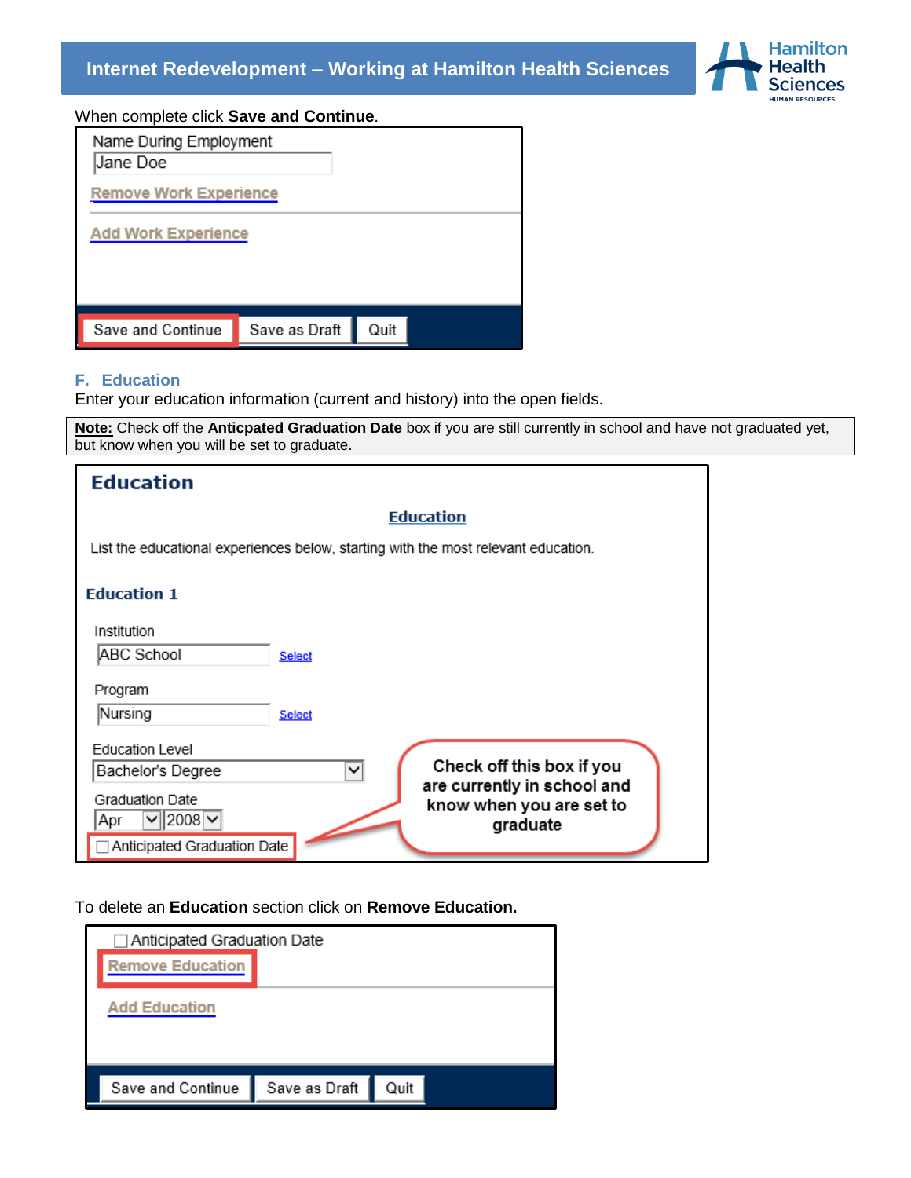When complete click **Save and Continue**.

Name During Employment

Jane Doe

Remove Work Experience

Add Work Experience

Save and Continue | Save as Draft | Quit

## F. Education

Enter your education information (current and history) into the open fields.

**Note:** Check off the **Anticpated Graduation Date** box if you are still currently in school and have not graduated yet, but know when you will be set to graduate.

**Education**

Education

List the educational experiences below, starting with the most relevant education.

**Education 1**

Institution

ABC School Select

Program

Nursing Select

Education Level

Bachelor's Degree

Graduation Date

Apr 2008

☐ Anticipated Graduation Date

Check off this box if you are currently in school and know when you are set to graduate

To delete an **Education** section click on **Remove Education.**

☐ Anticipated Graduation Date

Remove Education

Add Education

Save and Continue | Save as Draft | Quit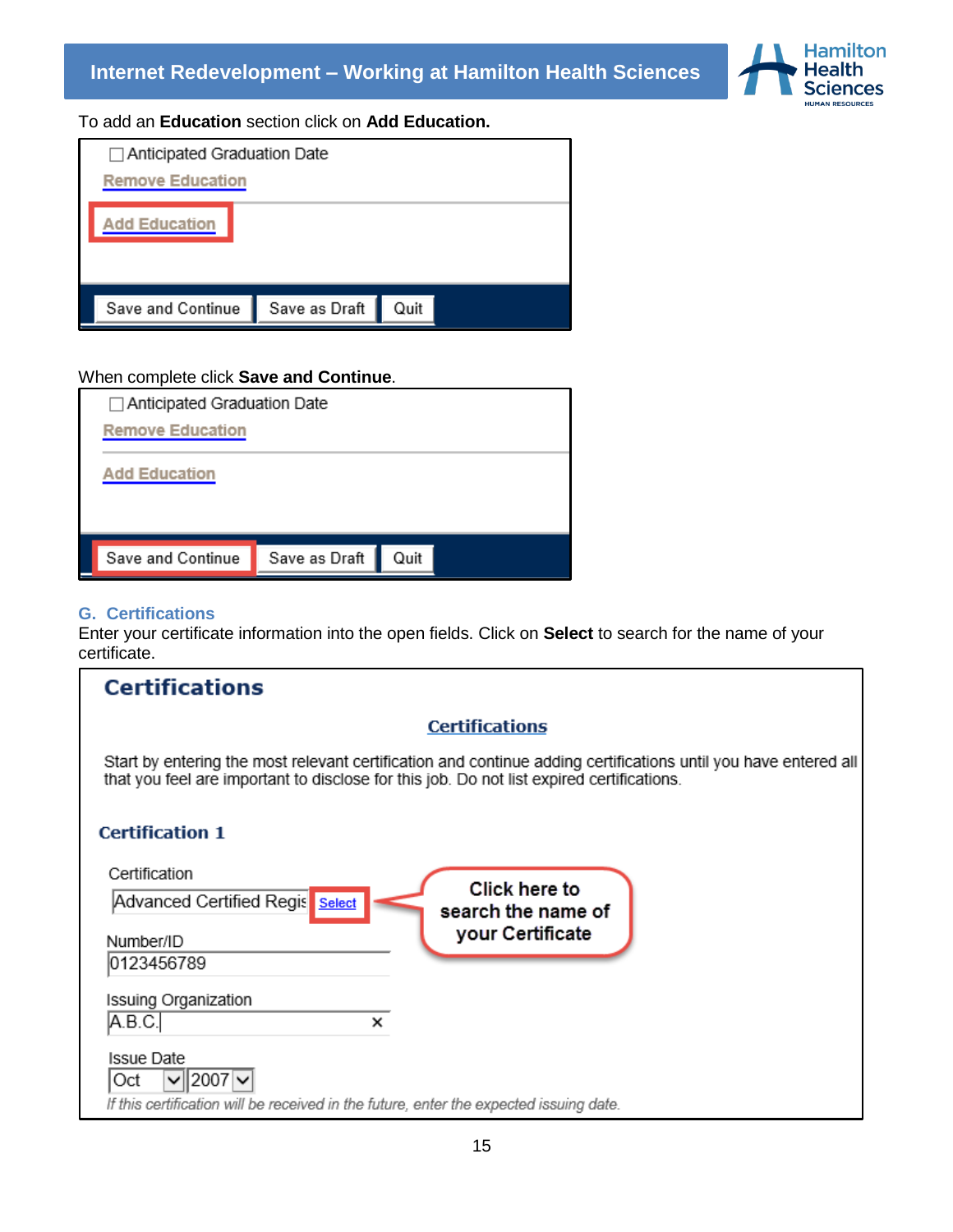To add an **Education** section click on **Add Education.**

Anticipated Graduation Date

Remove Education

Add Education

Save and Continue | Save as Draft | Quit

When complete click **Save and Continue**.

Anticipated Graduation Date

Remove Education

Add Education

Save and Continue | Save as Draft | Quit

## G. Certifications

Enter your certificate information into the open fields. Click on **Select** to search for the name of your certificate.

**Certifications**

**Certifications**

Start by entering the most relevant certification and continue adding certifications until you have entered all that you feel are important to disclose for this job. Do not list expired certifications.

**Certification 1**

Certification

Advanced Certified Regis Select

Click here to search the name of your Certificate

Number/ID

0123456789

Issuing Organization

A.B.C.

Issue Date

Oct 2007

*If this certification will be received in the future, enter the expected issuing date.*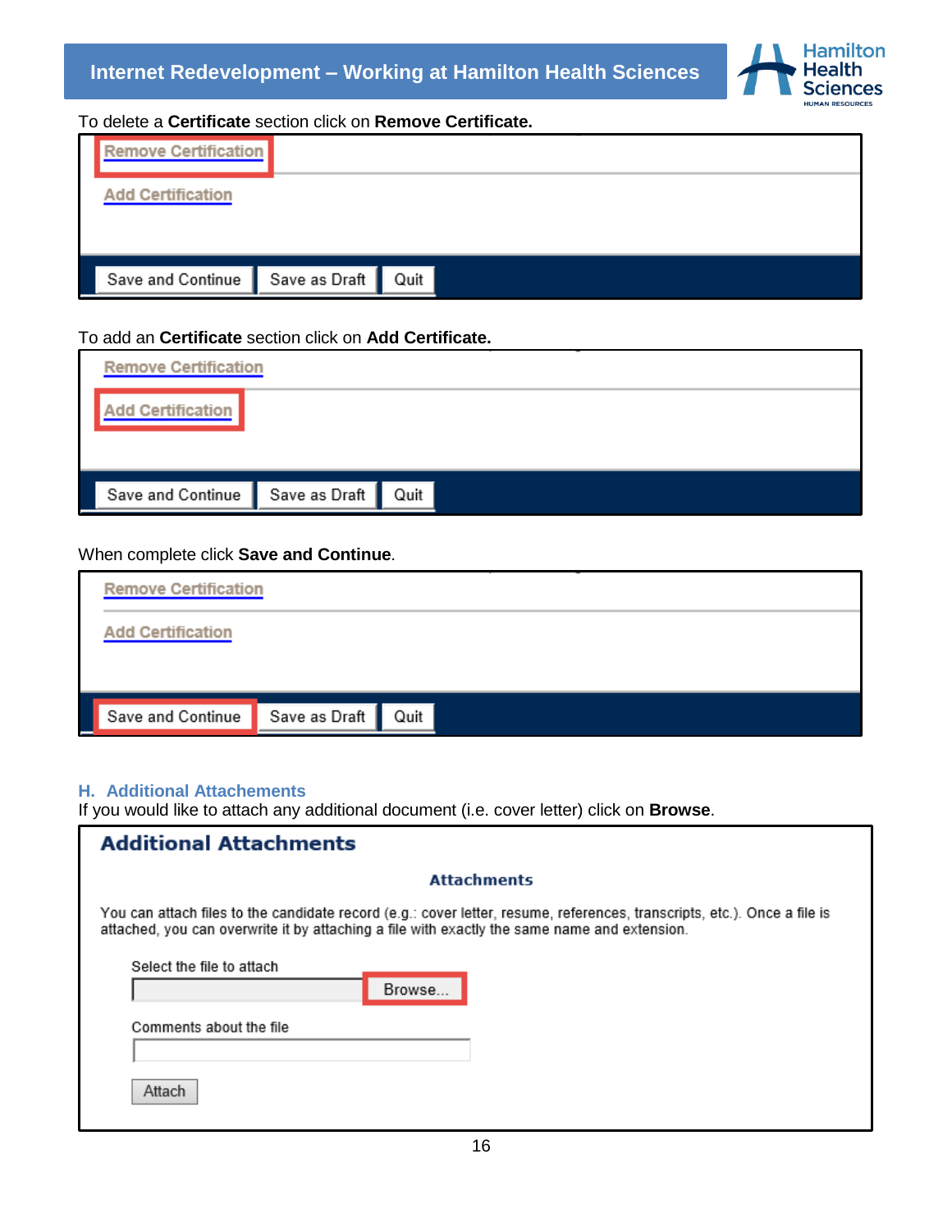To delete a **Certificate** section click on **Remove Certificate.**

Remove Certification

Add Certification

Save and Continue | Save as Draft | Quit

To add an **Certificate** section click on **Add Certificate.**

Remove Certification

Add Certification

Save and Continue | Save as Draft | Quit

When complete click **Save and Continue**.

Remove Certification

Add Certification

Save and Continue | Save as Draft | Quit

## H. Additional Attachements

If you would like to attach any additional document (i.e. cover letter) click on **Browse**.

**Additional Attachments**

**Attachments**

You can attach files to the candidate record (e.g.: cover letter, resume, references, transcripts, etc.). Once a file is attached, you can overwrite it by attaching a file with exactly the same name and extension.

Select the file to attach

Browse...

Comments about the file

Attach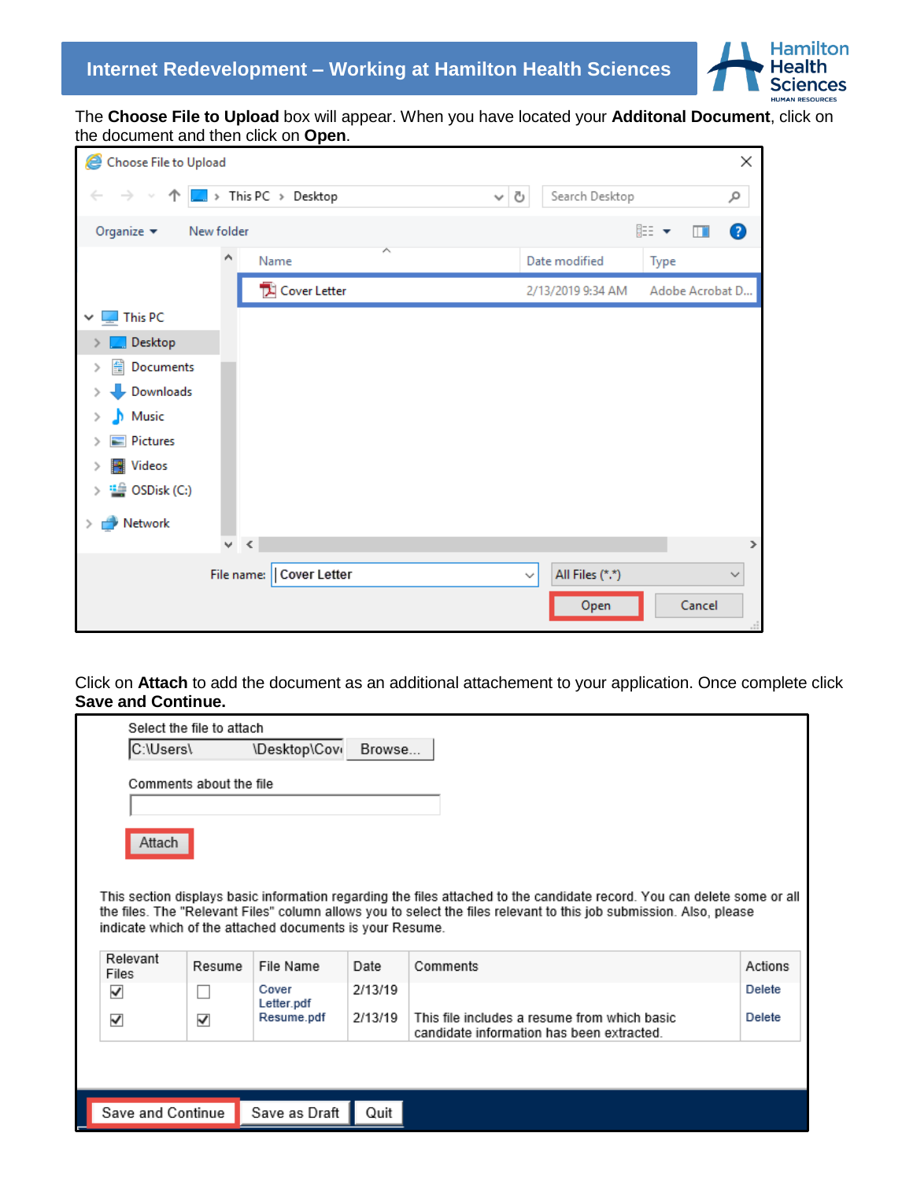The **Choose File to Upload** box will appear. When you have located your **Additonal Document**, click on the document and then click on **Open**.

Click on **Attach** to add the document as an additional attachement to your application. Once complete click **Save and Continue.**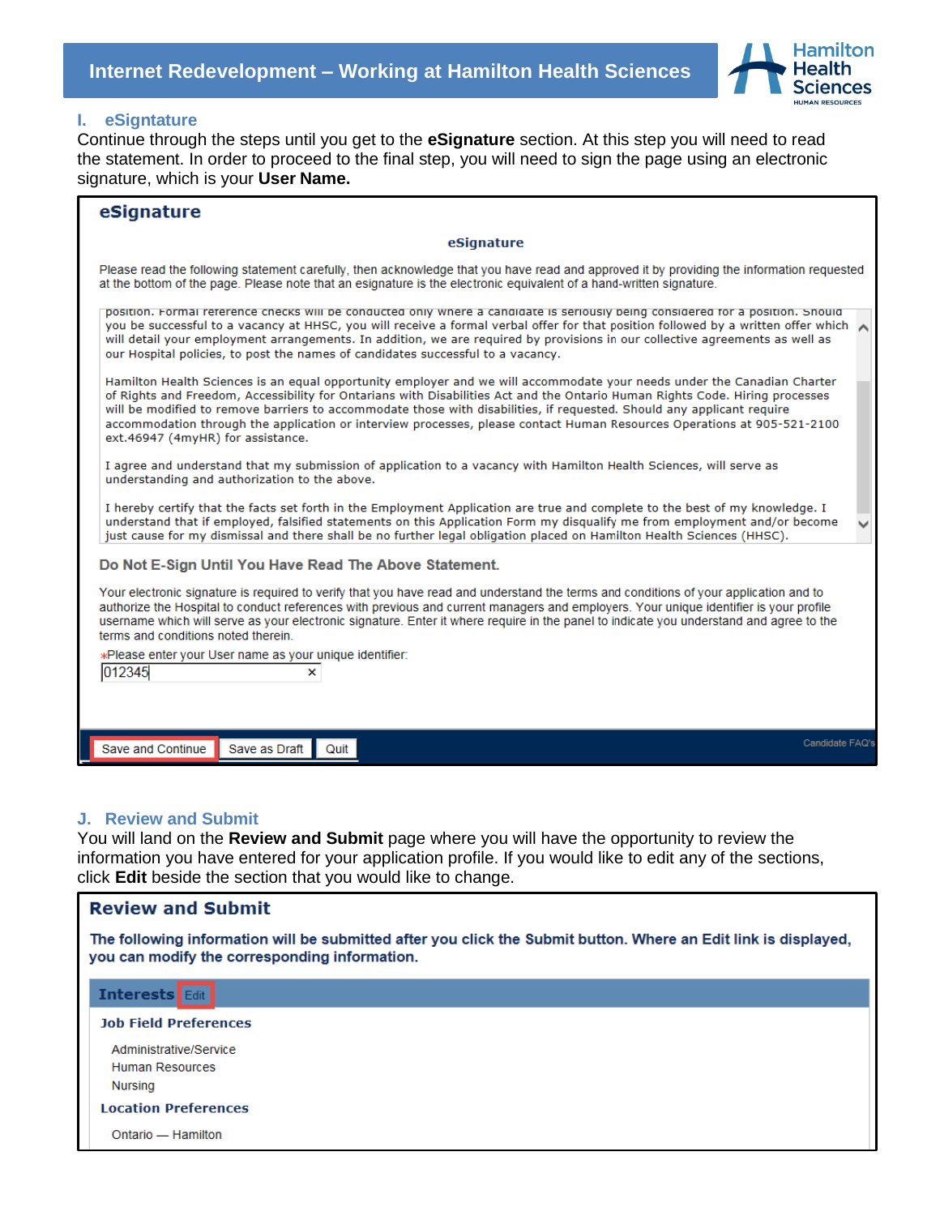## I. eSigntature

Continue through the steps until you get to the **eSignature** section. At this step you will need to read the statement. In order to proceed to the final step, you will need to sign the page using an electronic signature, which is your **User Name.**

### eSignature

**eSignature**

Please read the following statement carefully, then acknowledge that you have read and approved it by providing the information requested at the bottom of the page. Please note that an esignature is the electronic equivalent of a hand-written signature.

position. Formal reference checks will be conducted only where a candidate is seriously being considered for a position. Should you be successful to a vacancy at HHSC, you will receive a formal verbal offer for that position followed by a written offer which will detail your employment arrangements. In addition, we are required by provisions in our collective agreements as well as our Hospital policies, to post the names of candidates successful to a vacancy.

Hamilton Health Sciences is an equal opportunity employer and we will accommodate your needs under the Canadian Charter of Rights and Freedom, Accessibility for Ontarians with Disabilities Act and the Ontario Human Rights Code. Hiring processes will be modified to remove barriers to accommodate those with disabilities, if requested. Should any applicant require accommodation through the application or interview processes, please contact Human Resources Operations at 905-521-2100 ext.46947 (4myHR) for assistance.

I agree and understand that my submission of application to a vacancy with Hamilton Health Sciences, will serve as understanding and authorization to the above.

I hereby certify that the facts set forth in the Employment Application are true and complete to the best of my knowledge. I understand that if employed, falsified statements on this Application Form my disqualify me from employment and/or become just cause for my dismissal and there shall be no further legal obligation placed on Hamilton Health Sciences (HHSC).

**Do Not E-Sign Until You Have Read The Above Statement.**

Your electronic signature is required to verify that you have read and understand the terms and conditions of your application and to authorize the Hospital to conduct references with previous and current managers and employers. Your unique identifier is your profile username which will serve as your electronic signature. Enter it where require in the panel to indicate you understand and agree to the terms and conditions noted therein.

*Please enter your User name as your unique identifier:

012345

Save and Continue | Save as Draft | Quit

Candidate FAQ's

## J. Review and Submit

You will land on the **Review and Submit** page where you will have the opportunity to review the information you have entered for your application profile. If you would like to edit any of the sections, click **Edit** beside the section that you would like to change.

### Review and Submit

**The following information will be submitted after you click the Submit button. Where an Edit link is displayed, you can modify the corresponding information.**

**Interests** Edit

**Job Field Preferences**

Administrative/Service
Human Resources
Nursing

**Location Preferences**

Ontario — Hamilton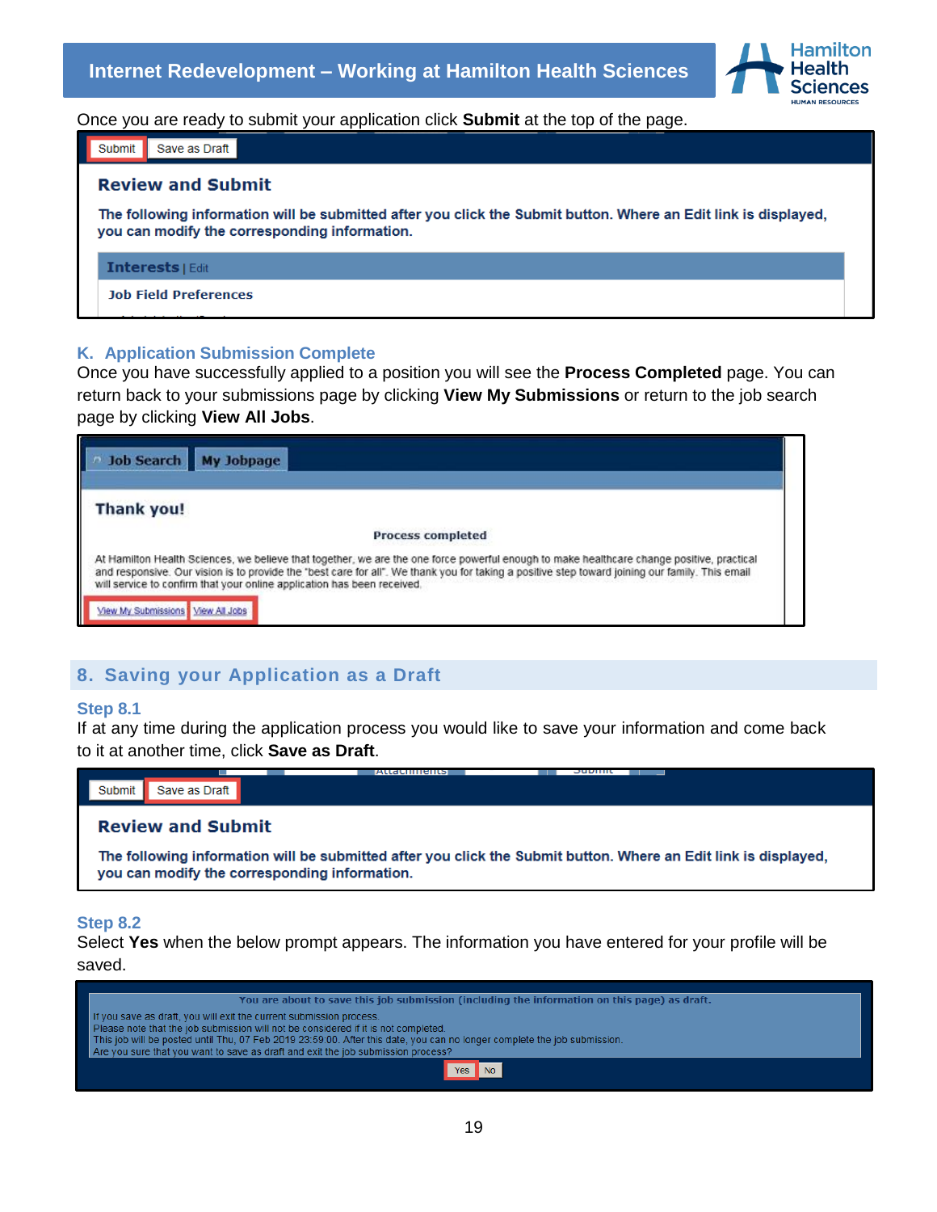Once you are ready to submit your application click **Submit** at the top of the page.

Submit | Save as Draft

**Review and Submit**

**The following information will be submitted after you click the Submit button. Where an Edit link is displayed, you can modify the corresponding information.**

**Interests** | Edit

**Job Field Preferences**

### K. Application Submission Complete

Once you have successfully applied to a position you will see the **Process Completed** page. You can return back to your submissions page by clicking **View My Submissions** or return to the job search page by clicking **View All Jobs**.

Job Search | My Jobpage

**Thank you!**

**Process completed**

At Hamilton Health Sciences, we believe that together, we are the one force powerful enough to make healthcare change positive, practical and responsive. Our vision is to provide the "best care for all". We thank you for taking a positive step toward joining our family. This email will service to confirm that your online application has been received.

View My Submissions | View All Jobs

## 8. Saving your Application as a Draft

### Step 8.1

If at any time during the application process you would like to save your information and come back to it at another time, click **Save as Draft**.

Submit | Save as Draft

**Review and Submit**

**The following information will be submitted after you click the Submit button. Where an Edit link is displayed, you can modify the corresponding information.**

### Step 8.2

Select **Yes** when the below prompt appears. The information you have entered for your profile will be saved.

**You are about to save this job submission (including the information on this page) as draft.**

If you save as draft, you will exit the current submission process.
Please note that the job submission will not be considered if it is not completed.
This job will be posted until Thu, 07 Feb 2019 23:59:00. After this date, you can no longer complete the job submission.
Are you sure that you want to save as draft and exit the job submission process?

Yes | No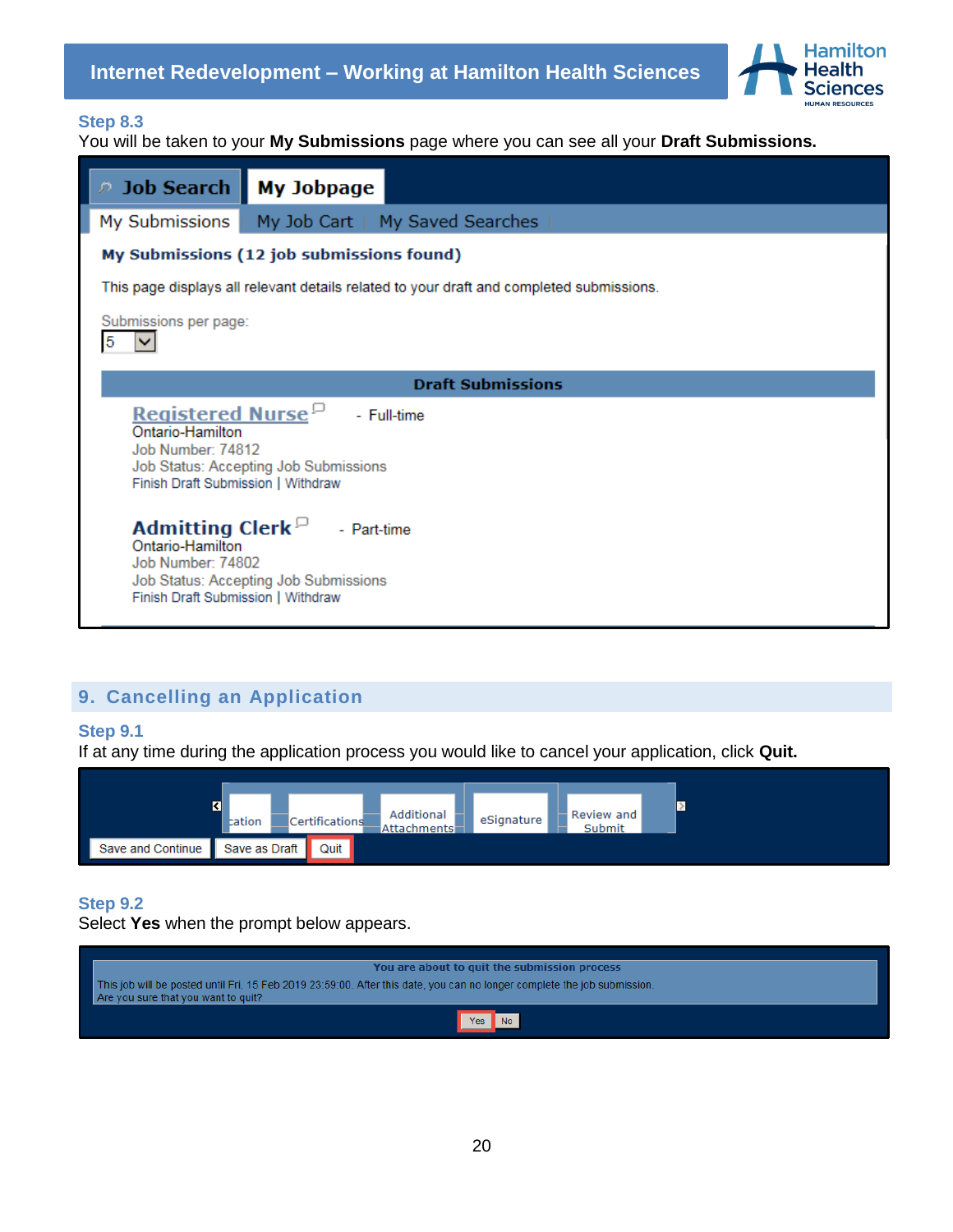### Step 8.3

You will be taken to your **My Submissions** page where you can see all your **Draft Submissions.**

Job Search | My Jobpage

My Submissions | My Job Cart | My Saved Searches

**My Submissions (12 job submissions found)**

This page displays all relevant details related to your draft and completed submissions.

Submissions per page: 5

**Draft Submissions**

**Registered Nurse** - Full-time
Ontario-Hamilton
Job Number: 74812
Job Status: Accepting Job Submissions
Finish Draft Submission | Withdraw

**Admitting Clerk** - Part-time
Ontario-Hamilton
Job Number: 74802
Job Status: Accepting Job Submissions
Finish Draft Submission | Withdraw

## 9. Cancelling an Application

### Step 9.1

If at any time during the application process you would like to cancel your application, click **Quit.**

cation | Certifications | Additional Attachments | eSignature | Review and Submit

Save and Continue | Save as Draft | Quit

### Step 9.2

Select **Yes** when the prompt below appears.

**You are about to quit the submission process**

This job will be posted until Fri. 15 Feb 2019 23:59:00. After this date, you can no longer complete the job submission.
Are you sure that you want to quit?

Yes | No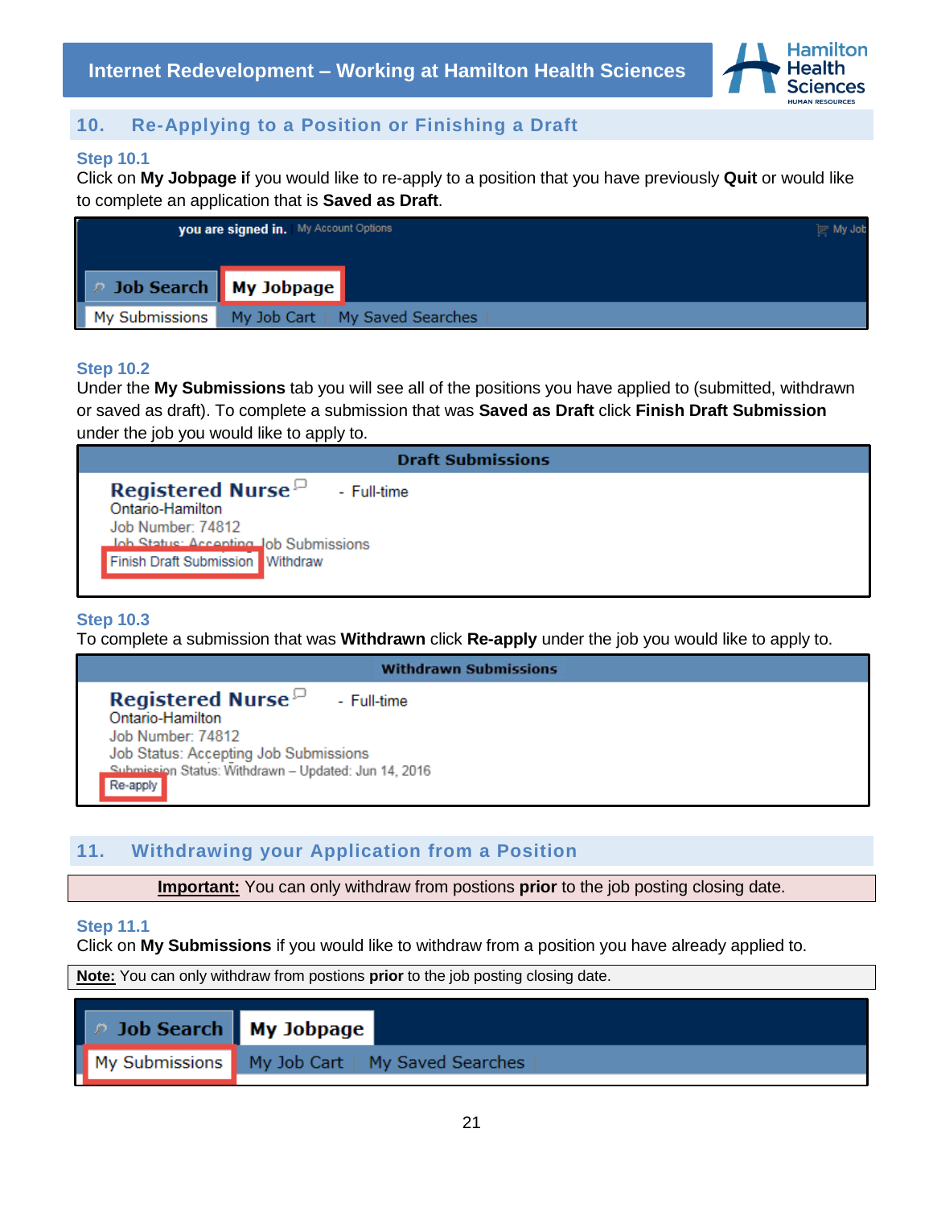## 10. Re-Applying to a Position or Finishing a Draft

### Step 10.1

Click on **My Jobpage i**f you would like to re-apply to a position that you have previously **Quit** or would like to complete an application that is **Saved as Draft**.

### Step 10.2

Under the **My Submissions** tab you will see all of the positions you have applied to (submitted, withdrawn or saved as draft). To complete a submission that was **Saved as Draft** click **Finish Draft Submission** under the job you would like to apply to.

### Step 10.3

To complete a submission that was **Withdrawn** click **Re-apply** under the job you would like to apply to.

## 11. Withdrawing your Application from a Position

**Important:** You can only withdraw from postions **prior** to the job posting closing date.

### Step 11.1

Click on **My Submissions** if you would like to withdraw from a position you have already applied to.

**Note:** You can only withdraw from postions **prior** to the job posting closing date.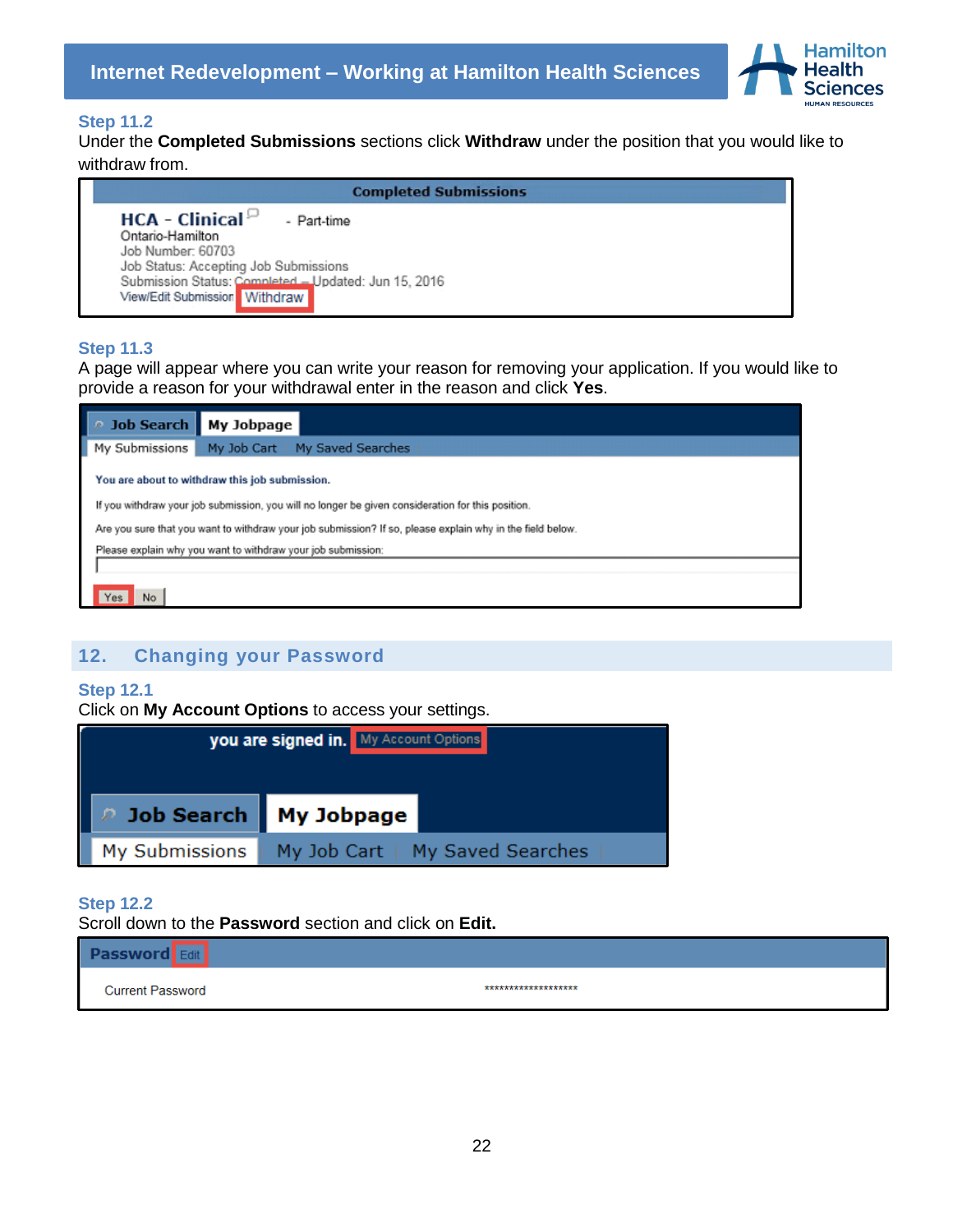**Step 11.2**

Under the **Completed Submissions** sections click **Withdraw** under the position that you would like to withdraw from.

Completed Submissions

HCA - Clinical - Part-time
Ontario-Hamilton
Job Number: 60703
Job Status: Accepting Job Submissions
Submission Status: Completed – Updated: Jun 15, 2016
View/Edit Submission Withdraw

**Step 11.3**

A page will appear where you can write your reason for removing your application. If you would like to provide a reason for your withdrawal enter in the reason and click **Yes**.

Job Search | My Jobpage
My Submissions | My Job Cart | My Saved Searches

You are about to withdraw this job submission.

If you withdraw your job submission, you will no longer be given consideration for this position.

Are you sure that you want to withdraw your job submission? If so, please explain why in the field below.

Please explain why you want to withdraw your job submission:

Yes No

## 12. Changing your Password

**Step 12.1**

Click on **My Account Options** to access your settings.

you are signed in. My Account Options

Job Search | My Jobpage
My Submissions | My Job Cart | My Saved Searches

**Step 12.2**

Scroll down to the **Password** section and click on **Edit.**

Password Edit

Current Password *******************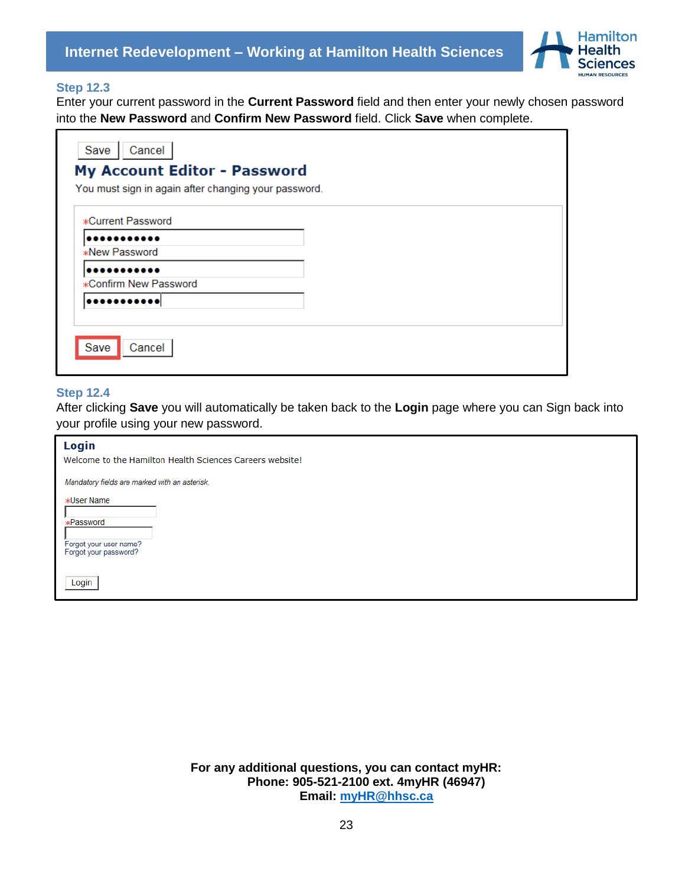### Step 12.3

Enter your current password in the **Current Password** field and then enter your newly chosen password into the **New Password** and **Confirm New Password** field. Click **Save** when complete.

Save Cancel

**My Account Editor - Password**

You must sign in again after changing your password.

*Current Password

●●●●●●●●●●●

*New Password

●●●●●●●●●●●

*Confirm New Password

●●●●●●●●●●●

Save Cancel

### Step 12.4

After clicking **Save** you will automatically be taken back to the **Login** page where you can Sign back into your profile using your new password.

**Login**

Welcome to the Hamilton Health Sciences Careers website!

*Mandatory fields are marked with an asterisk.*

*User Name

*Password

Forgot your user name?
Forgot your password?

Login

**For any additional questions, you can contact myHR:**
**Phone: 905-521-2100 ext. 4myHR (46947)**
**Email: myHR@hhsc.ca**